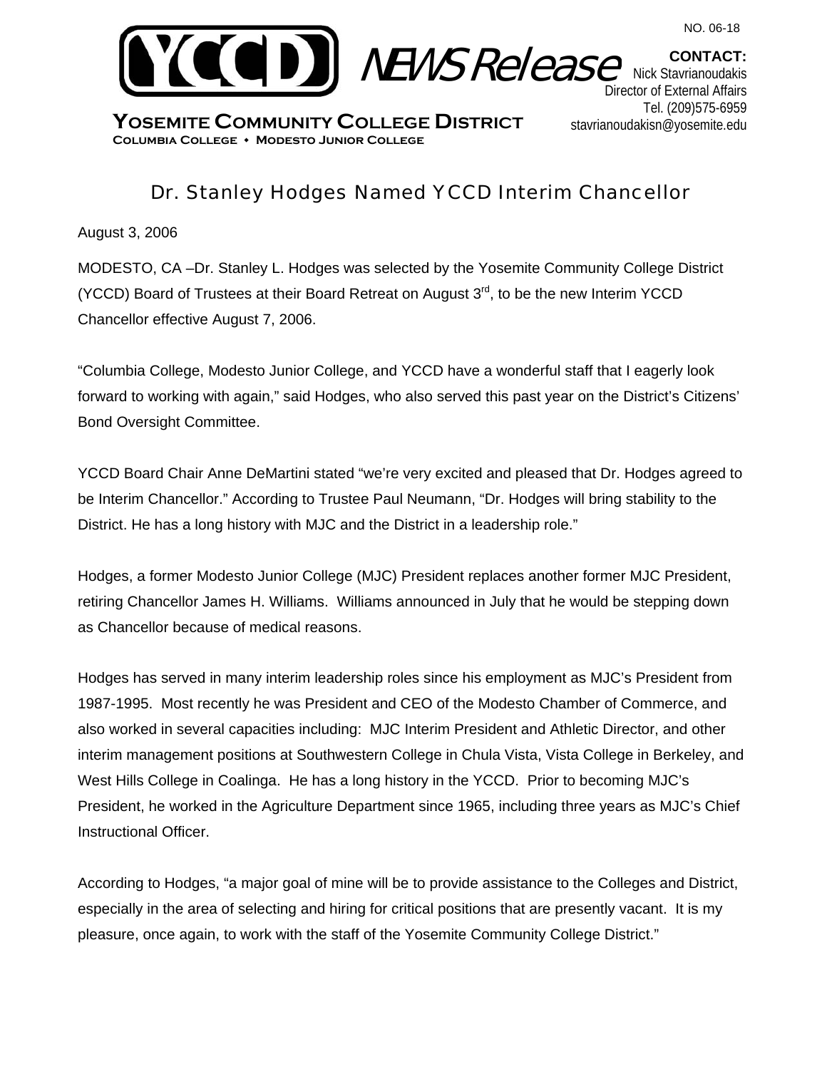NO. 06-18

**YCCD** *NEWS Release*

**YOSEMITE COMMUNITY COLLEGE DISTRICT**
**COLUMBIA COLLEGE • MODESTO JUNIOR COLLEGE**

**CONTACT:**
Nick Stavrianoudakis
Director of External Affairs
Tel. (209)575-6959
stavrianoudakisn@yosemite.edu

# Dr. Stanley Hodges Named YCCD Interim Chancellor

August 3, 2006

MODESTO, CA –Dr. Stanley L. Hodges was selected by the Yosemite Community College District (YCCD) Board of Trustees at their Board Retreat on August 3rd, to be the new Interim YCCD Chancellor effective August 7, 2006.

"Columbia College, Modesto Junior College, and YCCD have a wonderful staff that I eagerly look forward to working with again," said Hodges, who also served this past year on the District's Citizens' Bond Oversight Committee.

YCCD Board Chair Anne DeMartini stated "we're very excited and pleased that Dr. Hodges agreed to be Interim Chancellor." According to Trustee Paul Neumann, "Dr. Hodges will bring stability to the District. He has a long history with MJC and the District in a leadership role."

Hodges, a former Modesto Junior College (MJC) President replaces another former MJC President, retiring Chancellor James H. Williams. Williams announced in July that he would be stepping down as Chancellor because of medical reasons.

Hodges has served in many interim leadership roles since his employment as MJC's President from 1987-1995. Most recently he was President and CEO of the Modesto Chamber of Commerce, and also worked in several capacities including: MJC Interim President and Athletic Director, and other interim management positions at Southwestern College in Chula Vista, Vista College in Berkeley, and West Hills College in Coalinga. He has a long history in the YCCD. Prior to becoming MJC's President, he worked in the Agriculture Department since 1965, including three years as MJC's Chief Instructional Officer.

According to Hodges, "a major goal of mine will be to provide assistance to the Colleges and District, especially in the area of selecting and hiring for critical positions that are presently vacant. It is my pleasure, once again, to work with the staff of the Yosemite Community College District."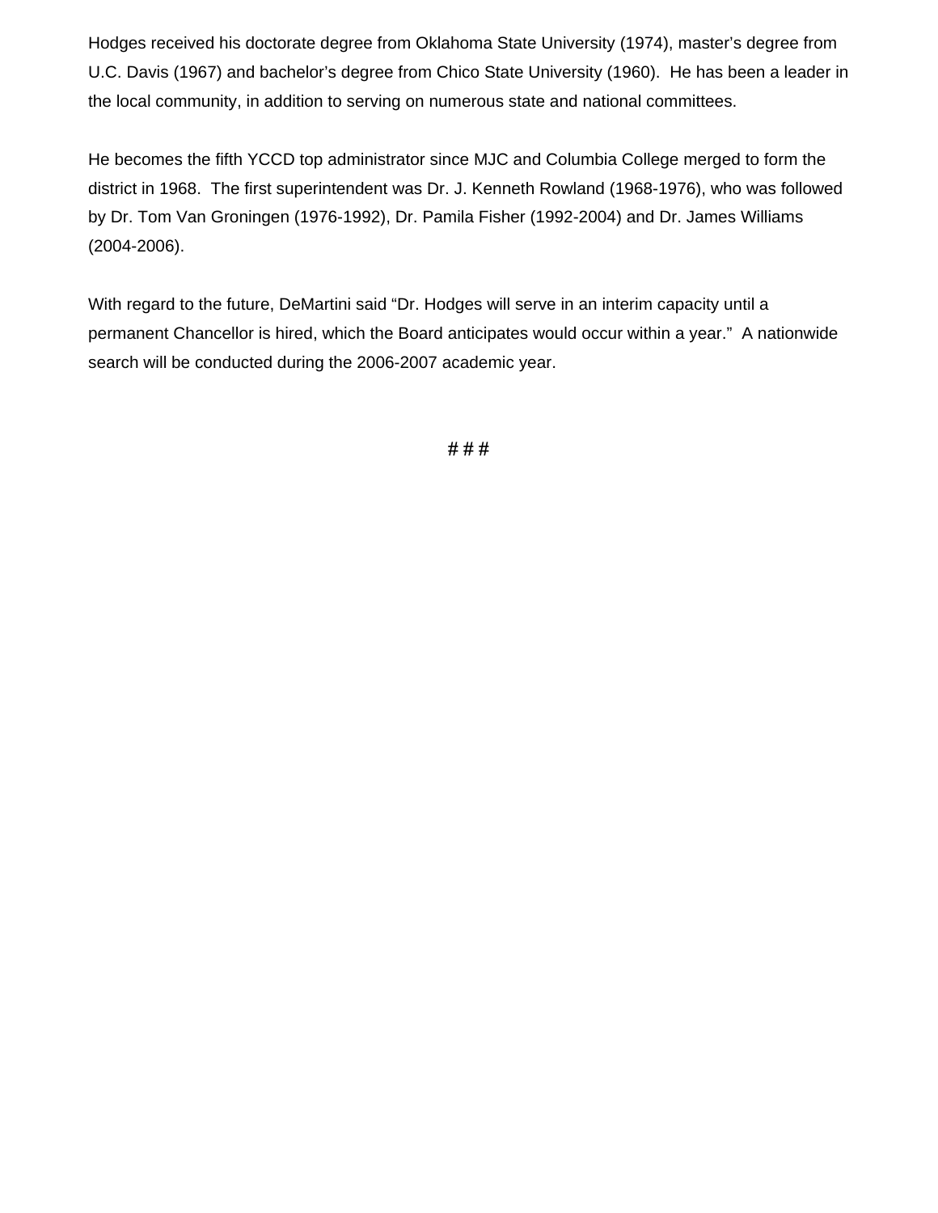Hodges received his doctorate degree from Oklahoma State University (1974), master's degree from U.C. Davis (1967) and bachelor's degree from Chico State University (1960). He has been a leader in the local community, in addition to serving on numerous state and national committees.

He becomes the fifth YCCD top administrator since MJC and Columbia College merged to form the district in 1968. The first superintendent was Dr. J. Kenneth Rowland (1968-1976), who was followed by Dr. Tom Van Groningen (1976-1992), Dr. Pamila Fisher (1992-2004) and Dr. James Williams (2004-2006).

With regard to the future, DeMartini said "Dr. Hodges will serve in an interim capacity until a permanent Chancellor is hired, which the Board anticipates would occur within a year." A nationwide search will be conducted during the 2006-2007 academic year.

# # #